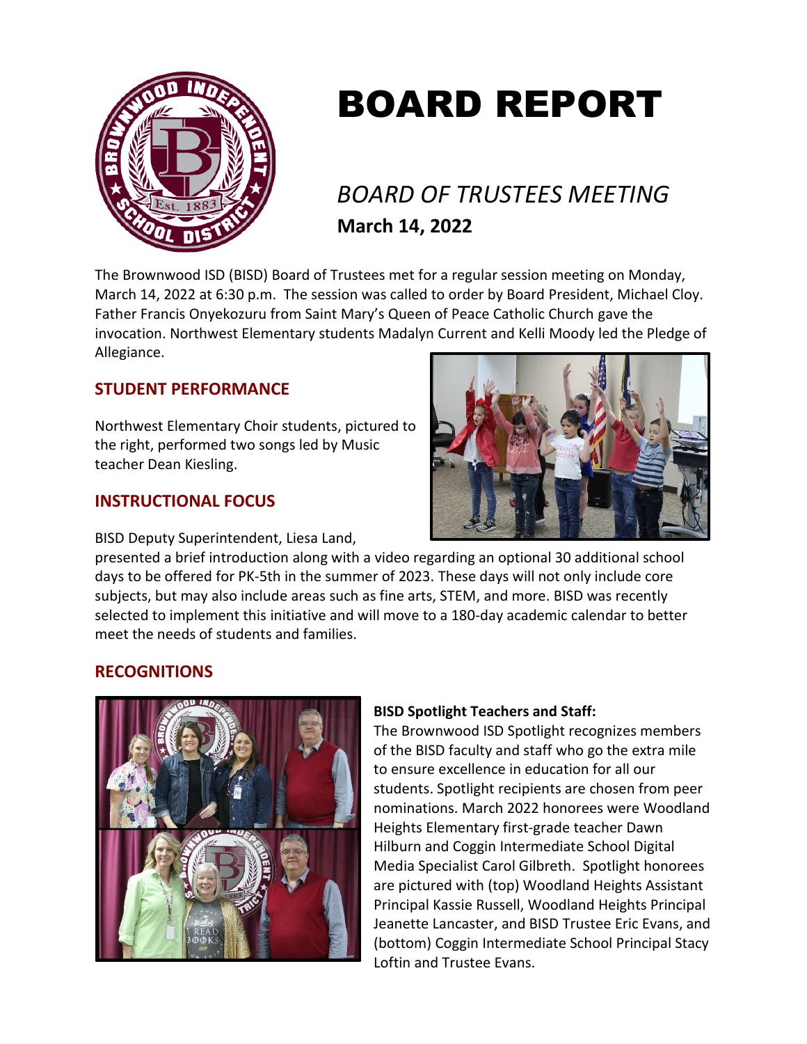# BOARD REPORT

## *BOARD OF TRUSTEES MEETING*

**March 14, 2022**

The Brownwood ISD (BISD) Board of Trustees met for a regular session meeting on Monday, March 14, 2022 at 6:30 p.m. The session was called to order by Board President, Michael Cloy. Father Francis Onyekozuru from Saint Mary's Queen of Peace Catholic Church gave the invocation. Northwest Elementary students Madalyn Current and Kelli Moody led the Pledge of Allegiance.

## STUDENT PERFORMANCE

Northwest Elementary Choir students, pictured to the right, performed two songs led by Music teacher Dean Kiesling.

## INSTRUCTIONAL FOCUS

BISD Deputy Superintendent, Liesa Land, presented a brief introduction along with a video regarding an optional 30 additional school days to be offered for PK-5th in the summer of 2023. These days will not only include core subjects, but may also include areas such as fine arts, STEM, and more. BISD was recently selected to implement this initiative and will move to a 180-day academic calendar to better meet the needs of students and families.

## RECOGNITIONS

**BISD Spotlight Teachers and Staff:**

The Brownwood ISD Spotlight recognizes members of the BISD faculty and staff who go the extra mile to ensure excellence in education for all our students. Spotlight recipients are chosen from peer nominations. March 2022 honorees were Woodland Heights Elementary first-grade teacher Dawn Hilburn and Coggin Intermediate School Digital Media Specialist Carol Gilbreth. Spotlight honorees are pictured with (top) Woodland Heights Assistant Principal Kassie Russell, Woodland Heights Principal Jeanette Lancaster, and BISD Trustee Eric Evans, and (bottom) Coggin Intermediate School Principal Stacy Loftin and Trustee Evans.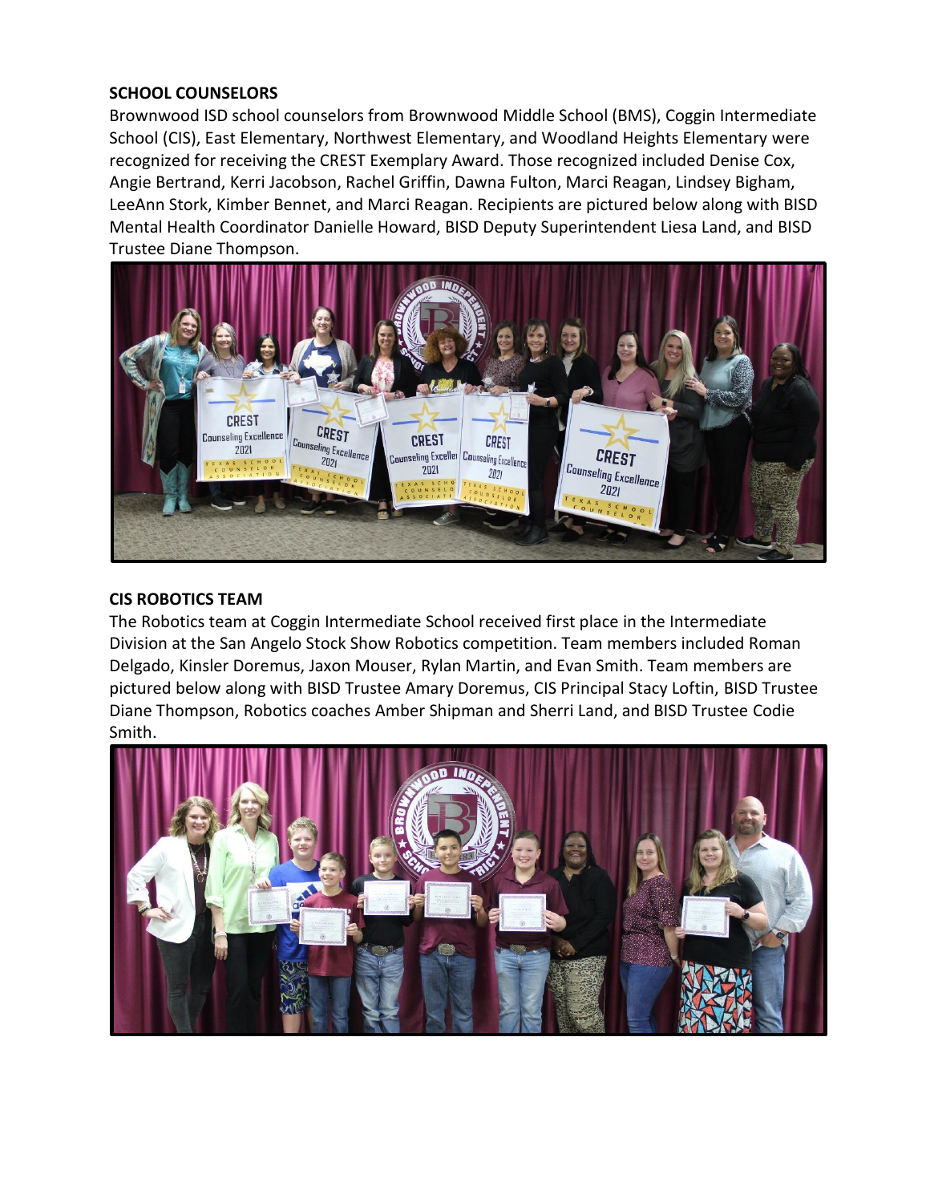**SCHOOL COUNSELORS**

Brownwood ISD school counselors from Brownwood Middle School (BMS), Coggin Intermediate School (CIS), East Elementary, Northwest Elementary, and Woodland Heights Elementary were recognized for receiving the CREST Exemplary Award. Those recognized included Denise Cox, Angie Bertrand, Kerri Jacobson, Rachel Griffin, Dawna Fulton, Marci Reagan, Lindsey Bigham, LeeAnn Stork, Kimber Bennet, and Marci Reagan. Recipients are pictured below along with BISD Mental Health Coordinator Danielle Howard, BISD Deputy Superintendent Liesa Land, and BISD Trustee Diane Thompson.

**CIS ROBOTICS TEAM**

The Robotics team at Coggin Intermediate School received first place in the Intermediate Division at the San Angelo Stock Show Robotics competition. Team members included Roman Delgado, Kinsler Doremus, Jaxon Mouser, Rylan Martin, and Evan Smith. Team members are pictured below along with BISD Trustee Amary Doremus, CIS Principal Stacy Loftin, BISD Trustee Diane Thompson, Robotics coaches Amber Shipman and Sherri Land, and BISD Trustee Codie Smith.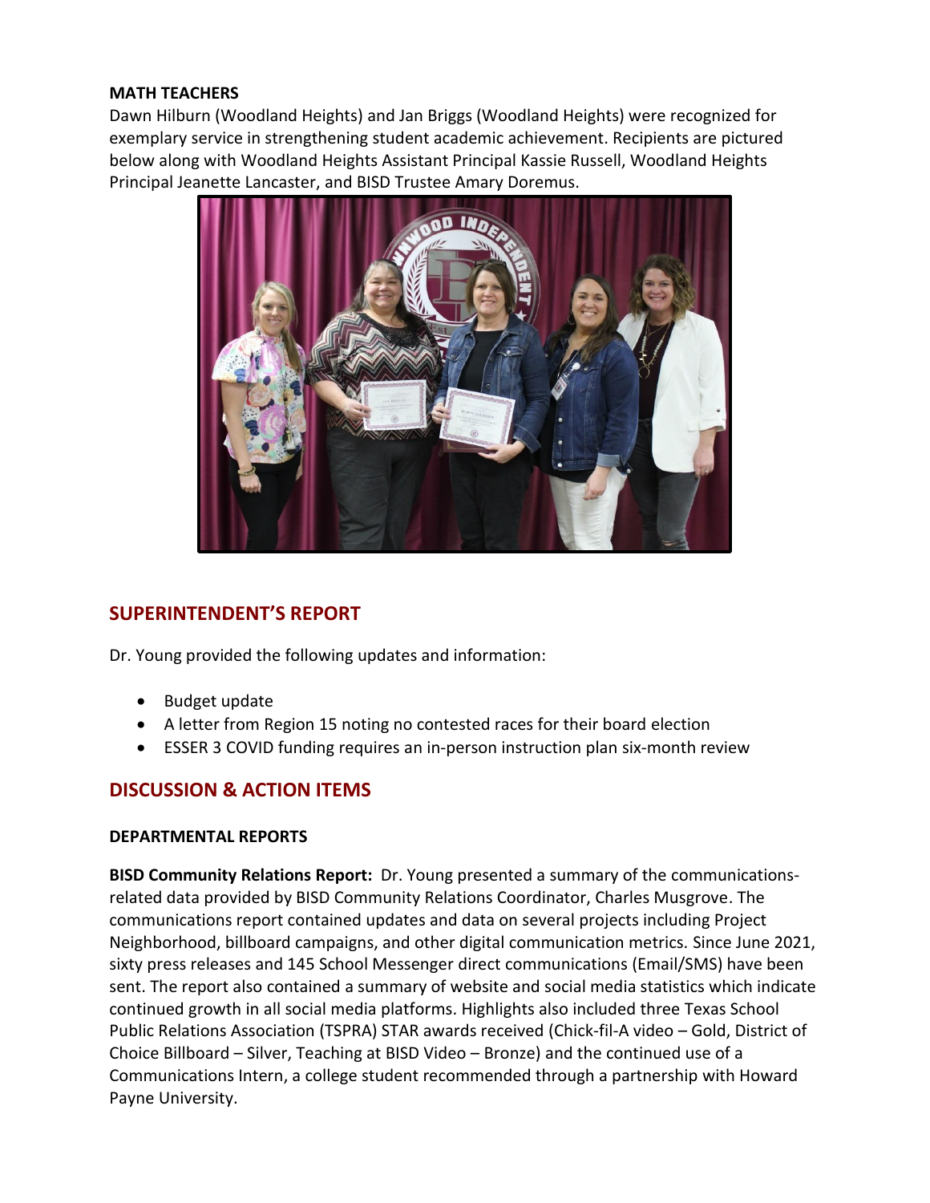**MATH TEACHERS**

Dawn Hilburn (Woodland Heights) and Jan Briggs (Woodland Heights) were recognized for exemplary service in strengthening student academic achievement. Recipients are pictured below along with Woodland Heights Assistant Principal Kassie Russell, Woodland Heights Principal Jeanette Lancaster, and BISD Trustee Amary Doremus.

## SUPERINTENDENT'S REPORT

Dr. Young provided the following updates and information:

- Budget update
- A letter from Region 15 noting no contested races for their board election
- ESSER 3 COVID funding requires an in-person instruction plan six-month review

## DISCUSSION & ACTION ITEMS

**DEPARTMENTAL REPORTS**

**BISD Community Relations Report:** Dr. Young presented a summary of the communications-related data provided by BISD Community Relations Coordinator, Charles Musgrove. The communications report contained updates and data on several projects including Project Neighborhood, billboard campaigns, and other digital communication metrics. Since June 2021, sixty press releases and 145 School Messenger direct communications (Email/SMS) have been sent. The report also contained a summary of website and social media statistics which indicate continued growth in all social media platforms. Highlights also included three Texas School Public Relations Association (TSPRA) STAR awards received (Chick-fil-A video – Gold, District of Choice Billboard – Silver, Teaching at BISD Video – Bronze) and the continued use of a Communications Intern, a college student recommended through a partnership with Howard Payne University.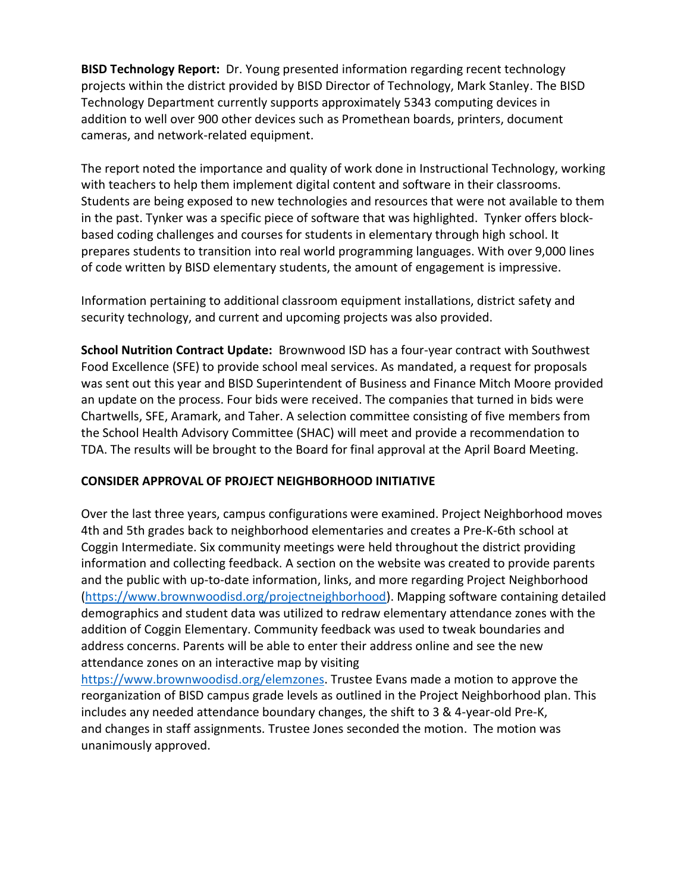**BISD Technology Report:** Dr. Young presented information regarding recent technology projects within the district provided by BISD Director of Technology, Mark Stanley. The BISD Technology Department currently supports approximately 5343 computing devices in addition to well over 900 other devices such as Promethean boards, printers, document cameras, and network-related equipment.

The report noted the importance and quality of work done in Instructional Technology, working with teachers to help them implement digital content and software in their classrooms. Students are being exposed to new technologies and resources that were not available to them in the past. Tynker was a specific piece of software that was highlighted. Tynker offers block-based coding challenges and courses for students in elementary through high school. It prepares students to transition into real world programming languages. With over 9,000 lines of code written by BISD elementary students, the amount of engagement is impressive.

Information pertaining to additional classroom equipment installations, district safety and security technology, and current and upcoming projects was also provided.

**School Nutrition Contract Update:** Brownwood ISD has a four-year contract with Southwest Food Excellence (SFE) to provide school meal services. As mandated, a request for proposals was sent out this year and BISD Superintendent of Business and Finance Mitch Moore provided an update on the process. Four bids were received. The companies that turned in bids were Chartwells, SFE, Aramark, and Taher. A selection committee consisting of five members from the School Health Advisory Committee (SHAC) will meet and provide a recommendation to TDA. The results will be brought to the Board for final approval at the April Board Meeting.

**CONSIDER APPROVAL OF PROJECT NEIGHBORHOOD INITIATIVE**

Over the last three years, campus configurations were examined. Project Neighborhood moves 4th and 5th grades back to neighborhood elementaries and creates a Pre-K-6th school at Coggin Intermediate. Six community meetings were held throughout the district providing information and collecting feedback. A section on the website was created to provide parents and the public with up-to-date information, links, and more regarding Project Neighborhood (https://www.brownwoodisd.org/projectneighborhood). Mapping software containing detailed demographics and student data was utilized to redraw elementary attendance zones with the addition of Coggin Elementary. Community feedback was used to tweak boundaries and address concerns. Parents will be able to enter their address online and see the new attendance zones on an interactive map by visiting https://www.brownwoodisd.org/elemzones. Trustee Evans made a motion to approve the reorganization of BISD campus grade levels as outlined in the Project Neighborhood plan. This includes any needed attendance boundary changes, the shift to 3 & 4-year-old Pre-K, and changes in staff assignments. Trustee Jones seconded the motion. The motion was unanimously approved.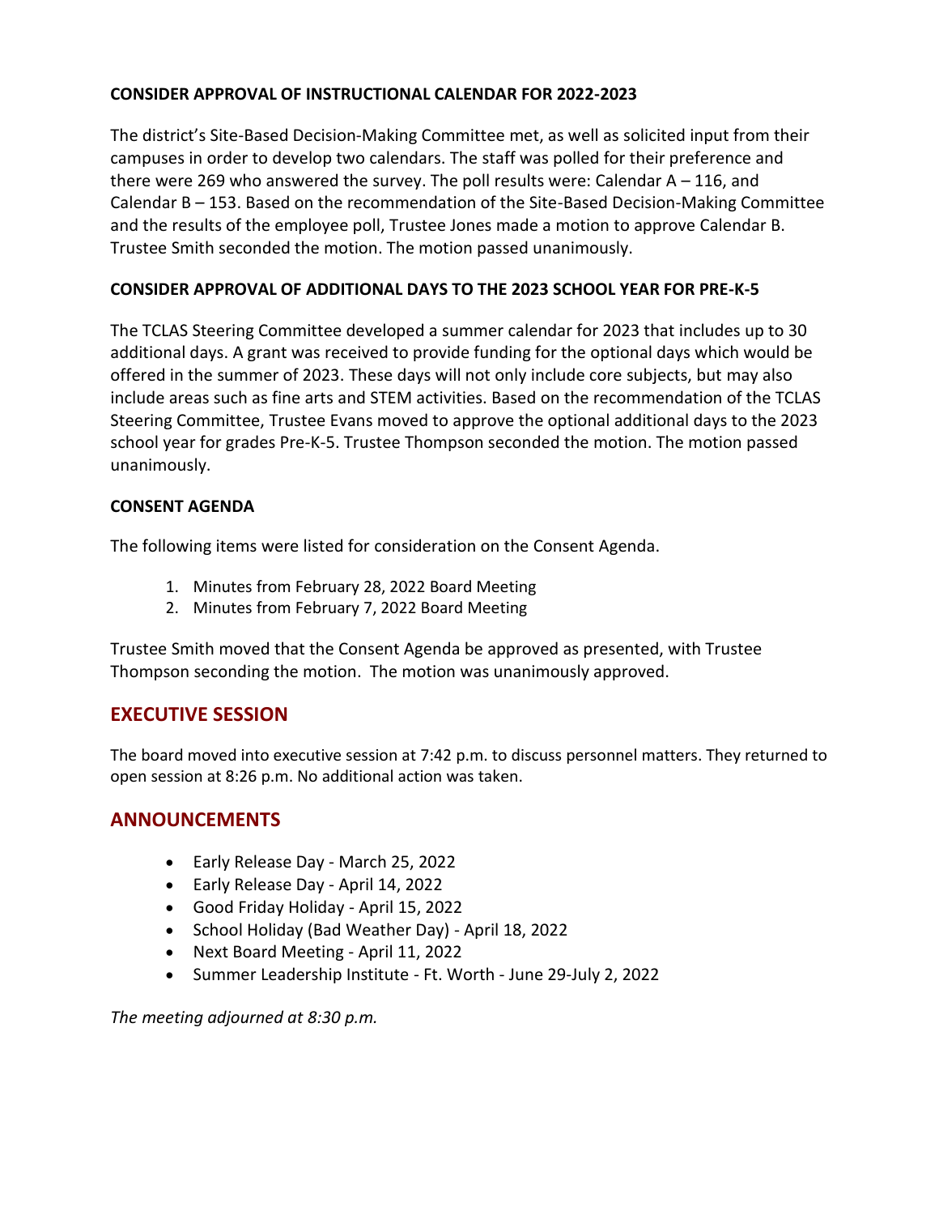**CONSIDER APPROVAL OF INSTRUCTIONAL CALENDAR FOR 2022-2023**

The district's Site-Based Decision-Making Committee met, as well as solicited input from their campuses in order to develop two calendars. The staff was polled for their preference and there were 269 who answered the survey. The poll results were: Calendar A – 116, and Calendar B – 153. Based on the recommendation of the Site-Based Decision-Making Committee and the results of the employee poll, Trustee Jones made a motion to approve Calendar B. Trustee Smith seconded the motion. The motion passed unanimously.

**CONSIDER APPROVAL OF ADDITIONAL DAYS TO THE 2023 SCHOOL YEAR FOR PRE-K-5**

The TCLAS Steering Committee developed a summer calendar for 2023 that includes up to 30 additional days. A grant was received to provide funding for the optional days which would be offered in the summer of 2023. These days will not only include core subjects, but may also include areas such as fine arts and STEM activities. Based on the recommendation of the TCLAS Steering Committee, Trustee Evans moved to approve the optional additional days to the 2023 school year for grades Pre-K-5. Trustee Thompson seconded the motion. The motion passed unanimously.

**CONSENT AGENDA**

The following items were listed for consideration on the Consent Agenda.

1. Minutes from February 28, 2022 Board Meeting
2. Minutes from February 7, 2022 Board Meeting

Trustee Smith moved that the Consent Agenda be approved as presented, with Trustee Thompson seconding the motion. The motion was unanimously approved.

## EXECUTIVE SESSION

The board moved into executive session at 7:42 p.m. to discuss personnel matters. They returned to open session at 8:26 p.m. No additional action was taken.

## ANNOUNCEMENTS

- Early Release Day - March 25, 2022
- Early Release Day - April 14, 2022
- Good Friday Holiday - April 15, 2022
- School Holiday (Bad Weather Day) - April 18, 2022
- Next Board Meeting - April 11, 2022
- Summer Leadership Institute - Ft. Worth - June 29-July 2, 2022

*The meeting adjourned at 8:30 p.m.*